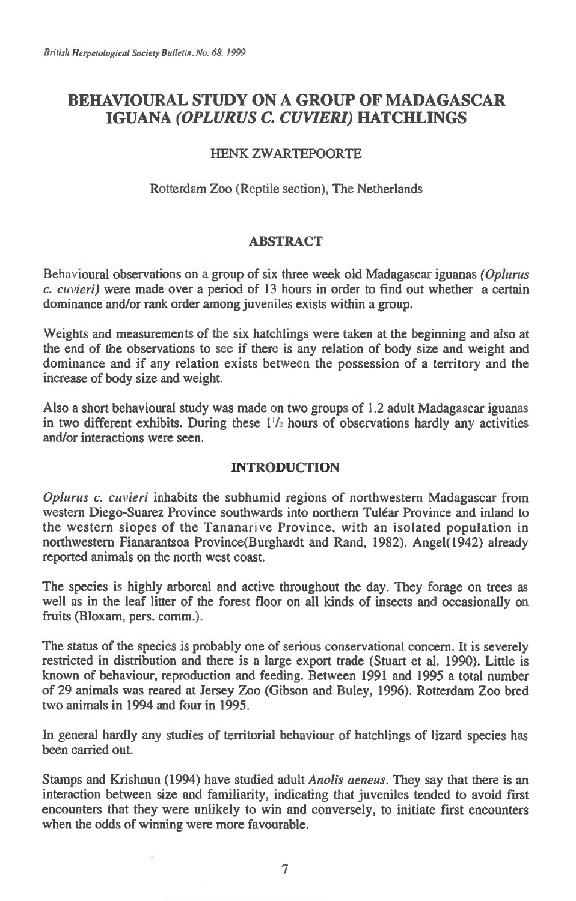# BEHAVIOURAL STUDY ON A GROUP OF MADAGASCAR IGUANA *(OPLURUS C. CUVIERI)* HATCHLINGS

HENK ZWARTEPOORTE

Rotterdam Zoo (Reptile section), The Netherlands

## ABSTRACT

Behavioural observations on a group of six three week old Madagascar iguanas *(Oplurus c. cuvieri)* were made over a period of 13 hours in order to find out whether a certain dominance and/or rank order among juveniles exists within a group.

Weights and measurements of the six hatchlings were taken at the beginning and also at the end of the observations to see if there is any relation of body size and weight and dominance and if any relation exists between the possession of a territory and the increase of body size and weight.

Also a short behavioural study was made on two groups of 1.2 adult Madagascar iguanas in two different exhibits. During these $1^1/_2$ hours of observations hardly any activities and/or interactions were seen.

## INTRODUCTION

*Oplurus c. cuvieri* inhabits the subhumid regions of northwestern Madagascar from western Diego-Suarez Province southwards into northern Tuléar Province and inland to the western slopes of the Tananarive Province, with an isolated population in northwestern Fianarantsoa Province(Burghardt and Rand, 1982). Angel(1942) already reported animals on the north west coast.

The species is highly arboreal and active throughout the day. They forage on trees as well as in the leaf litter of the forest floor on all kinds of insects and occasionally on fruits (Bloxam, pers. comm.).

The status of the species is probably one of serious conservational concern. It is severely restricted in distribution and there is a large export trade (Stuart et al. 1990). Little is known of behaviour, reproduction and feeding. Between 1991 and 1995 a total number of 29 animals was reared at Jersey Zoo (Gibson and Buley, 1996). Rotterdam Zoo bred two animals in 1994 and four in 1995.

In general hardly any studies of territorial behaviour of hatchlings of lizard species has been carried out.

Stamps and Krishnun (1994) have studied adult *Anolis aeneus*. They say that there is an interaction between size and familiarity, indicating that juveniles tended to avoid first encounters that they were unlikely to win and conversely, to initiate first encounters when the odds of winning were more favourable.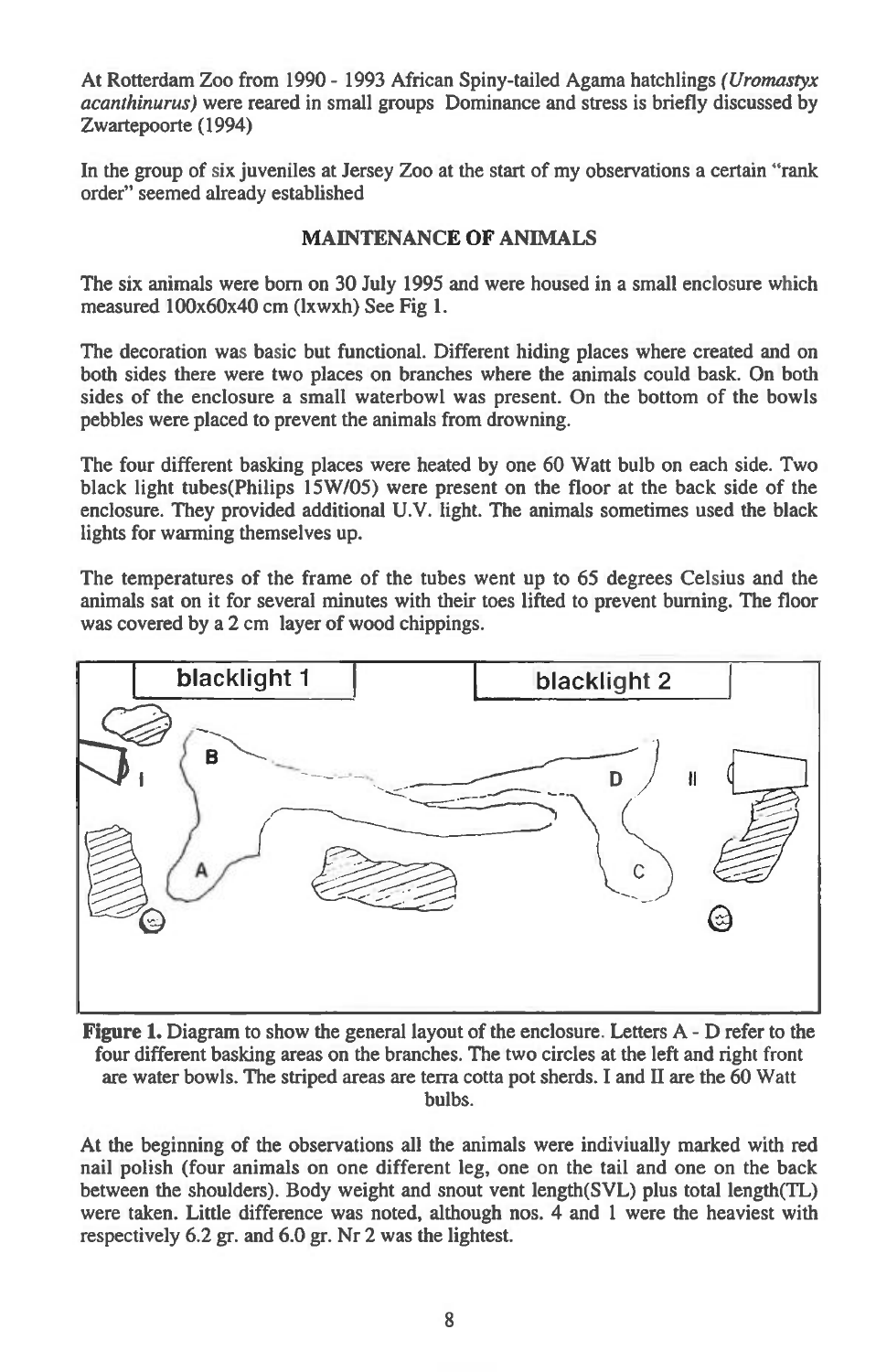At Rotterdam Zoo from 1990 - 1993 African Spiny-tailed Agama hatchlings *(Uromastyx acanthinurus)* were reared in small groups Dominance and stress is briefly discussed by Zwartepoorte (1994)

In the group of six juveniles at Jersey Zoo at the start of my observations a certain "rank order" seemed already established

## MAINTENANCE OF ANIMALS

The six animals were born on 30 July 1995 and were housed in a small enclosure which measured 100x60x40 cm (lxwxh) See Fig 1.

The decoration was basic but functional. Different hiding places where created and on both sides there were two places on branches where the animals could bask. On both sides of the enclosure a small waterbowl was present. On the bottom of the bowls pebbles were placed to prevent the animals from drowning.

The four different basking places were heated by one 60 Watt bulb on each side. Two black light tubes(Philips 15W/05) were present on the floor at the back side of the enclosure. They provided additional U.V. light. The animals sometimes used the black lights for warming themselves up.

The temperatures of the frame of the tubes went up to 65 degrees Celsius and the animals sat on it for several minutes with their toes lifted to prevent burning. The floor was covered by a 2 cm layer of wood chippings.

**Figure 1.** Diagram to show the general layout of the enclosure. Letters A - D refer to the four different basking areas on the branches. The two circles at the left and right front are water bowls. The striped areas are terra cotta pot sherds. I and II are the 60 Watt bulbs.

At the beginning of the observations all the animals were indiviually marked with red nail polish (four animals on one different leg, one on the tail and one on the back between the shoulders). Body weight and snout vent length(SVL) plus total length(TL) were taken. Little difference was noted, although nos. 4 and 1 were the heaviest with respectively 6.2 gr. and 6.0 gr. Nr 2 was the lightest.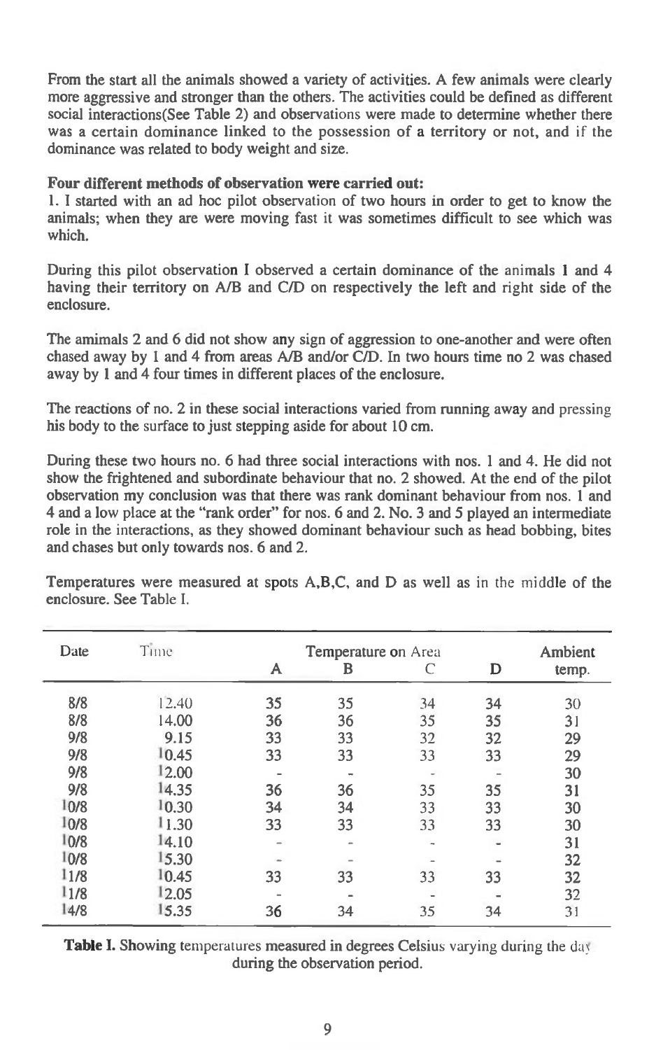From the start all the animals showed a variety of activities. A few animals were clearly more aggressive and stronger than the others. The activities could be defined as different social interactions(See Table 2) and observations were made to determine whether there was a certain dominance linked to the possession of a territory or not, and if the dominance was related to body weight and size.

**Four different methods of observation were carried out:**

1. I started with an ad hoc pilot observation of two hours in order to get to know the animals; when they are were moving fast it was sometimes difficult to see which was which.

During this pilot observation I observed a certain dominance of the animals 1 and 4 having their territory on A/B and C/D on respectively the left and right side of the enclosure.

The amimals 2 and 6 did not show any sign of aggression to one-another and were often chased away by 1 and 4 from areas A/B and/or C/D. In two hours time no 2 was chased away by 1 and 4 four times in different places of the enclosure.

The reactions of no. 2 in these social interactions varied from running away and pressing his body to the surface to just stepping aside for about 10 cm.

During these two hours no. 6 had three social interactions with nos. 1 and 4. He did not show the frightened and subordinate behaviour that no. 2 showed. At the end of the pilot observation my conclusion was that there was rank dominant behaviour from nos. 1 and 4 and a low place at the "rank order" for nos. 6 and 2. No. 3 and 5 played an intermediate role in the interactions, as they showed dominant behaviour such as head bobbing, bites and chases but only towards nos. 6 and 2.

Temperatures were measured at spots A,B,C, and D as well as in the middle of the enclosure. See Table I.

| Date | Time | Temperature on Area | | | | Ambient |
|---|---|---|---|---|---|---|
| | | A | B | C | D | temp. |
| 8/8 | 12.40 | 35 | 35 | 34 | 34 | 30 |
| 8/8 | 14.00 | 36 | 36 | 35 | 35 | 31 |
| 9/8 | 9.15 | 33 | 33 | 32 | 32 | 29 |
| 9/8 | 10.45 | 33 | 33 | 33 | 33 | 29 |
| 9/8 | 12.00 | - | - | - | - | 30 |
| 9/8 | 14.35 | 36 | 36 | 35 | 35 | 31 |
| 10/8 | 10.30 | 34 | 34 | 33 | 33 | 30 |
| 10/8 | 11.30 | 33 | 33 | 33 | 33 | 30 |
| 10/8 | 14.10 | - | - | - | - | 31 |
| 10/8 | 15.30 | - | - | - | - | 32 |
| 11/8 | 10.45 | 33 | 33 | 33 | 33 | 32 |
| 11/8 | 12.05 | - | - | - | - | 32 |
| 14/8 | 15.35 | 36 | 34 | 35 | 34 | 31 |

**Table I.** Showing temperatures measured in degrees Celsius varying during the day during the observation period.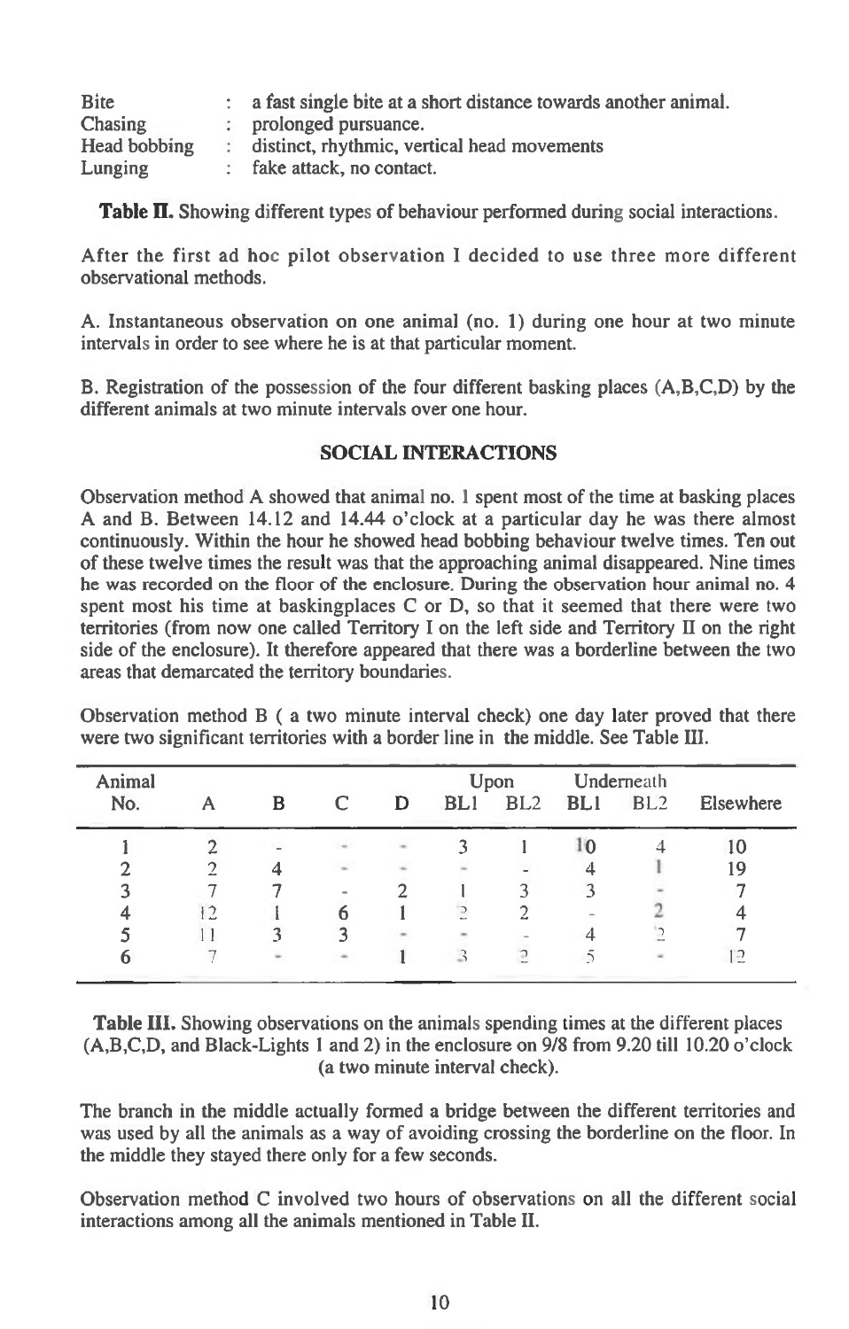| | | |
|---|---|---|
| Bite | : | a fast single bite at a short distance towards another animal. |
| Chasing | : | prolonged pursuance. |
| Head bobbing | : | distinct, rhythmic, vertical head movements |
| Lunging | : | fake attack, no contact. |

**Table II.** Showing different types of behaviour performed during social interactions.

After the first ad hoc pilot observation I decided to use three more different observational methods.

A. Instantaneous observation on one animal (no. 1) during one hour at two minute intervals in order to see where he is at that particular moment.

B. Registration of the possession of the four different basking places (A,B,C,D) by the different animals at two minute intervals over one hour.

## SOCIAL INTERACTIONS

Observation method A showed that animal no. 1 spent most of the time at basking places A and B. Between 14.12 and 14.44 o'clock at a particular day he was there almost continuously. Within the hour he showed head bobbing behaviour twelve times. Ten out of these twelve times the result was that the approaching animal disappeared. Nine times he was recorded on the floor of the enclosure. During the observation hour animal no. 4 spent most his time at baskingplaces C or D, so that it seemed that there were two territories (from now one called Territory I on the left side and Territory II on the right side of the enclosure). It therefore appeared that there was a borderline between the two areas that demarcated the territory boundaries.

Observation method B ( a two minute interval check) one day later proved that there were two significant territories with a border line in the middle. See Table III.

| Animal No. | A | B | C | D | Upon BL1 | Upon BL2 | Underneath BL1 | Underneath BL2 | Elsewhere |
|---|---|---|---|---|---|---|---|---|---|
| 1 | 2 | - | - | - | 3 | 1 | 10 | 4 | 10 |
| 2 | 2 | 4 | - | - | - | - | 4 | 1 | 19 |
| 3 | 7 | 7 | - | 2 | 1 | 3 | 3 | - | 7 |
| 4 | 12 | 1 | 6 | 1 | 2 | 2 | - | 2 | 4 |
| 5 | 11 | 3 | 3 | - | - | - | 4 | 2 | 7 |
| 6 | 7 | - | - | 1 | 3 | 2 | 5 | - | 12 |

**Table III.** Showing observations on the animals spending times at the different places (A,B,C,D, and Black-Lights 1 and 2) in the enclosure on 9/8 from 9.20 till 10.20 o'clock (a two minute interval check).

The branch in the middle actually formed a bridge between the different territories and was used by all the animals as a way of avoiding crossing the borderline on the floor. In the middle they stayed there only for a few seconds.

Observation method C involved two hours of observations on all the different social interactions among all the animals mentioned in Table II.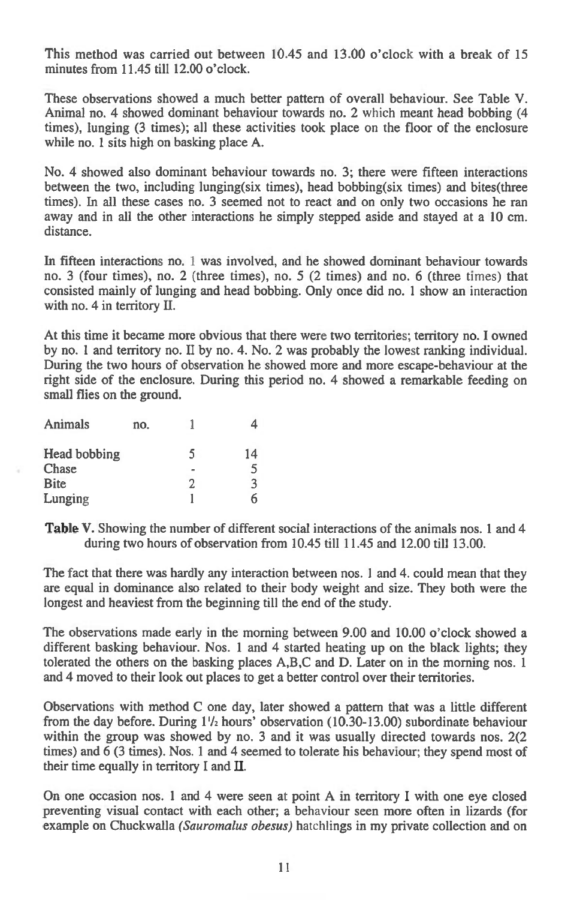This method was carried out between 10.45 and 13.00 o'clock with a break of 15 minutes from 11.45 till 12.00 o'clock.

These observations showed a much better pattern of overall behaviour. See Table V. Animal no. 4 showed dominant behaviour towards no. 2 which meant head bobbing (4 times), lunging (3 times); all these activities took place on the floor of the enclosure while no. 1 sits high on basking place A.

No. 4 showed also dominant behaviour towards no. 3; there were fifteen interactions between the two, including lunging(six times), head bobbing(six times) and bites(three times). In all these cases no. 3 seemed not to react and on only two occasions he ran away and in all the other interactions he simply stepped aside and stayed at a 10 cm. distance.

In fifteen interactions no. 1 was involved, and he showed dominant behaviour towards no. 3 (four times), no. 2 (three times), no. 5 (2 times) and no. 6 (three times) that consisted mainly of lunging and head bobbing. Only once did no. 1 show an interaction with no. 4 in territory II.

At this time it became more obvious that there were two territories; territory no. I owned by no. 1 and territory no. II by no. 4. No. 2 was probably the lowest ranking individual. During the two hours of observation he showed more and more escape-behaviour at the right side of the enclosure. During this period no. 4 showed a remarkable feeding on small flies on the ground.

| Animals no. | 1 | 4 |
|---|---|---|
| Head bobbing | 5 | 14 |
| Chase | - | 5 |
| Bite | 2 | 3 |
| Lunging | 1 | 6 |

**Table V.** Showing the number of different social interactions of the animals nos. 1 and 4 during two hours of observation from 10.45 till 11.45 and 12.00 till 13.00.

The fact that there was hardly any interaction between nos. 1 and 4. could mean that they are equal in dominance also related to their body weight and size. They both were the longest and heaviest from the beginning till the end of the study.

The observations made early in the morning between 9.00 and 10.00 o'clock showed a different basking behaviour. Nos. 1 and 4 started heating up on the black lights; they tolerated the others on the basking places A,B,C and D. Later on in the morning nos. 1 and 4 moved to their look out places to get a better control over their territories.

Observations with method C one day, later showed a pattern that was a little different from the day before. During 1½ hours' observation (10.30-13.00) subordinate behaviour within the group was showed by no. 3 and it was usually directed towards nos. 2(2 times) and 6 (3 times). Nos. 1 and 4 seemed to tolerate his behaviour; they spend most of their time equally in territory I and II.

On one occasion nos. 1 and 4 were seen at point A in territory I with one eye closed preventing visual contact with each other; a behaviour seen more often in lizards (for example on Chuckwalla *(Sauromalus obesus)* hatchlings in my private collection and on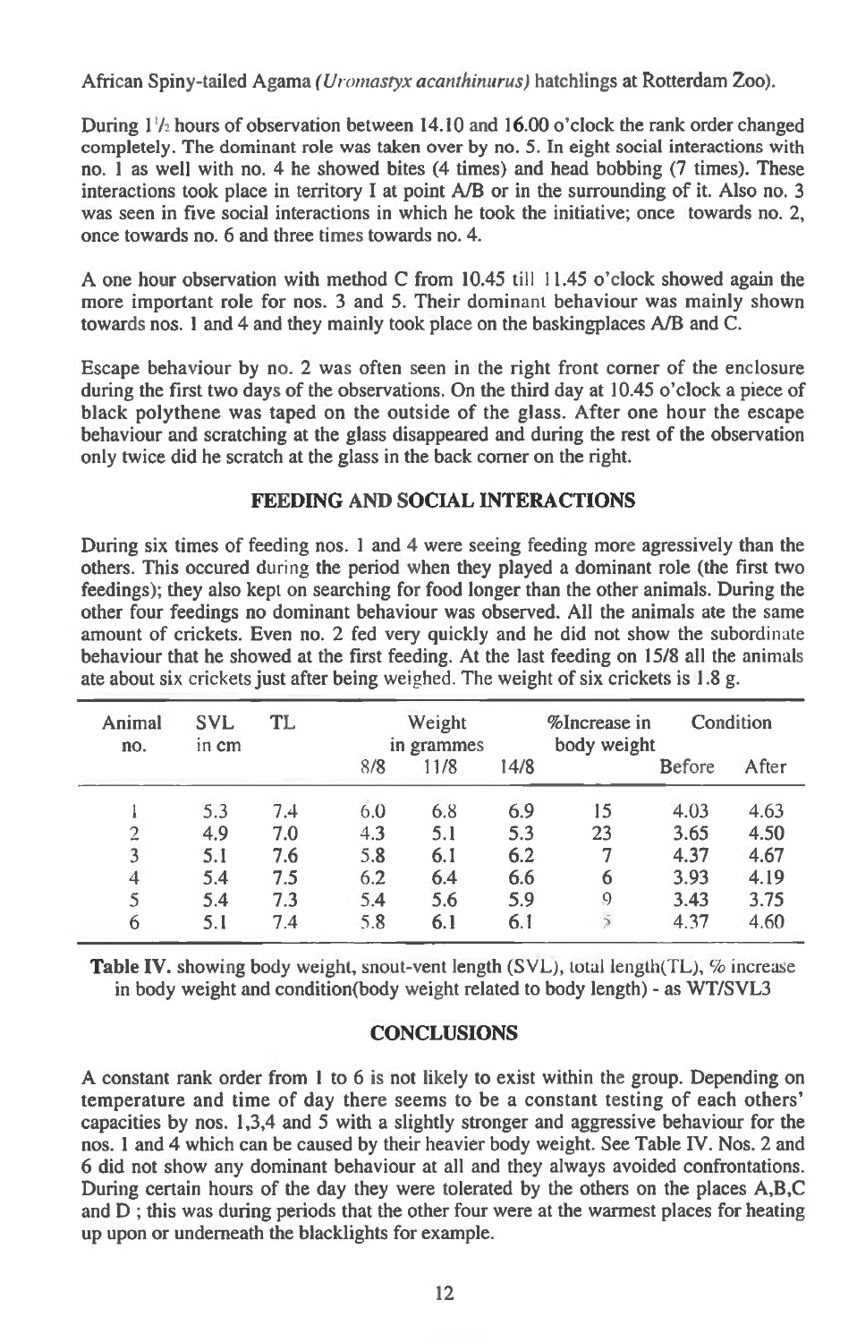African Spiny-tailed Agama *(Uromastyx acanthinurus)* hatchlings at Rotterdam Zoo).

During 1½ hours of observation between 14.10 and 16.00 o'clock the rank order changed completely. The dominant role was taken over by no. 5. In eight social interactions with no. 1 as well with no. 4 he showed bites (4 times) and head bobbing (7 times). These interactions took place in territory I at point A/B or in the surrounding of it. Also no. 3 was seen in five social interactions in which he took the initiative; once towards no. 2, once towards no. 6 and three times towards no. 4.

A one hour observation with method C from 10.45 till 11.45 o'clock showed again the more important role for nos. 3 and 5. Their dominant behaviour was mainly shown towards nos. 1 and 4 and they mainly took place on the baskingplaces A/B and C.

Escape behaviour by no. 2 was often seen in the right front corner of the enclosure during the first two days of the observations. On the third day at 10.45 o'clock a piece of black polythene was taped on the outside of the glass. After one hour the escape behaviour and scratching at the glass disappeared and during the rest of the observation only twice did he scratch at the glass in the back corner on the right.

## FEEDING AND SOCIAL INTERACTIONS

During six times of feeding nos. 1 and 4 were seeing feeding more agressively than the others. This occured during the period when they played a dominant role (the first two feedings); they also kept on searching for food longer than the other animals. During the other four feedings no dominant behaviour was observed. All the animals ate the same amount of crickets. Even no. 2 fed very quickly and he did not show the subordinate behaviour that he showed at the first feeding. At the last feeding on 15/8 all the animals ate about six crickets just after being weighed. The weight of six crickets is 1.8 g.

| Animal no. | SVL in cm | TL | Weight in grammes | | | %Increase in body weight | Condition | |
|---|---|---|---|---|---|---|---|---|
| | | | 8/8 | 11/8 | 14/8 | | Before | After |
| 1 | 5.3 | 7.4 | 6.0 | 6.8 | 6.9 | 15 | 4.03 | 4.63 |
| 2 | 4.9 | 7.0 | 4.3 | 5.1 | 5.3 | 23 | 3.65 | 4.50 |
| 3 | 5.1 | 7.6 | 5.8 | 6.1 | 6.2 | 7 | 4.37 | 4.67 |
| 4 | 5.4 | 7.5 | 6.2 | 6.4 | 6.6 | 6 | 3.93 | 4.19 |
| 5 | 5.4 | 7.3 | 5.4 | 5.6 | 5.9 | 9 | 3.43 | 3.75 |
| 6 | 5.1 | 7.4 | 5.8 | 6.1 | 6.1 | 5 | 4.37 | 4.60 |

**Table IV.** showing body weight, snout-vent length (SVL), total length(TL), % increase in body weight and condition(body weight related to body length) - as WT/SVL3

## CONCLUSIONS

A constant rank order from 1 to 6 is not likely to exist within the group. Depending on temperature and time of day there seems to be a constant testing of each others' capacities by nos. 1,3,4 and 5 with a slightly stronger and aggressive behaviour for the nos. 1 and 4 which can be caused by their heavier body weight. See Table IV. Nos. 2 and 6 did not show any dominant behaviour at all and they always avoided confrontations. During certain hours of the day they were tolerated by the others on the places A,B,C and D ; this was during periods that the other four were at the warmest places for heating up upon or underneath the blacklights for example.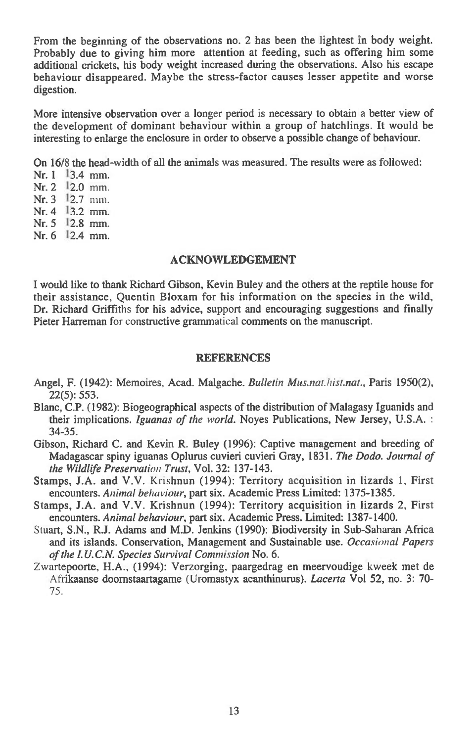From the beginning of the observations no. 2 has been the lightest in body weight. Probably due to giving him more attention at feeding, such as offering him some additional crickets, his body weight increased during the observations. Also his escape behaviour disappeared. Maybe the stress-factor causes lesser appetite and worse digestion.

More intensive observation over a longer period is necessary to obtain a better view of the development of dominant behaviour within a group of hatchlings. It would be interesting to enlarge the enclosure in order to observe a possible change of behaviour.

On 16/8 the head-width of all the animals was measured. The results were as followed:

Nr. 1 13.4 mm.
Nr. 2 12.0 mm.
Nr. 3 12.7 mm.
Nr. 4 13.2 mm.
Nr. 5 12.8 mm.
Nr. 6 12.4 mm.

## ACKNOWLEDGEMENT

I would like to thank Richard Gibson, Kevin Buley and the others at the reptile house for their assistance, Quentin Bloxam for his information on the species in the wild, Dr. Richard Griffiths for his advice, support and encouraging suggestions and finally Pieter Harreman for constructive grammatical comments on the manuscript.

## REFERENCES

Angel, F. (1942): Memoires, Acad. Malgache. *Bulletin Mus.nat.hist.nat.*, Paris 1950(2), 22(5): 553.

Blanc, C.P. (1982): Biogeographical aspects of the distribution of Malagasy Iguanids and their implications. *Iguanas of the world.* Noyes Publications, New Jersey, U.S.A. : 34-35.

Gibson, Richard C. and Kevin R. Buley (1996): Captive management and breeding of Madagascar spiny iguanas Oplurus cuvieri cuvieri Gray, 1831. *The Dodo. Journal of the Wildlife Preservation Trust*, Vol. 32: 137-143.

Stamps, J.A. and V.V. Krishnun (1994): Territory acquisition in lizards 1, First encounters. *Animal behaviour*, part six. Academic Press Limited: 1375-1385.

Stamps, J.A. and V.V. Krishnun (1994): Territory acquisition in lizards 2, First encounters. *Animal behaviour*, part six. Academic Press. Limited: 1387-1400.

Stuart, S.N., R.J. Adams and M.D. Jenkins (1990): Biodiversity in Sub-Saharan Africa and its islands. Conservation, Management and Sustainable use. *Occasional Papers of the I.U.C.N. Species Survival Commission* No. 6.

Zwartepoorte, H.A., (1994): Verzorging, paargedrag en meervoudige kweek met de Afrikaanse doornstaartagame (Uromastyx acanthinurus). *Lacerta* Vol 52, no. 3: 70-75.